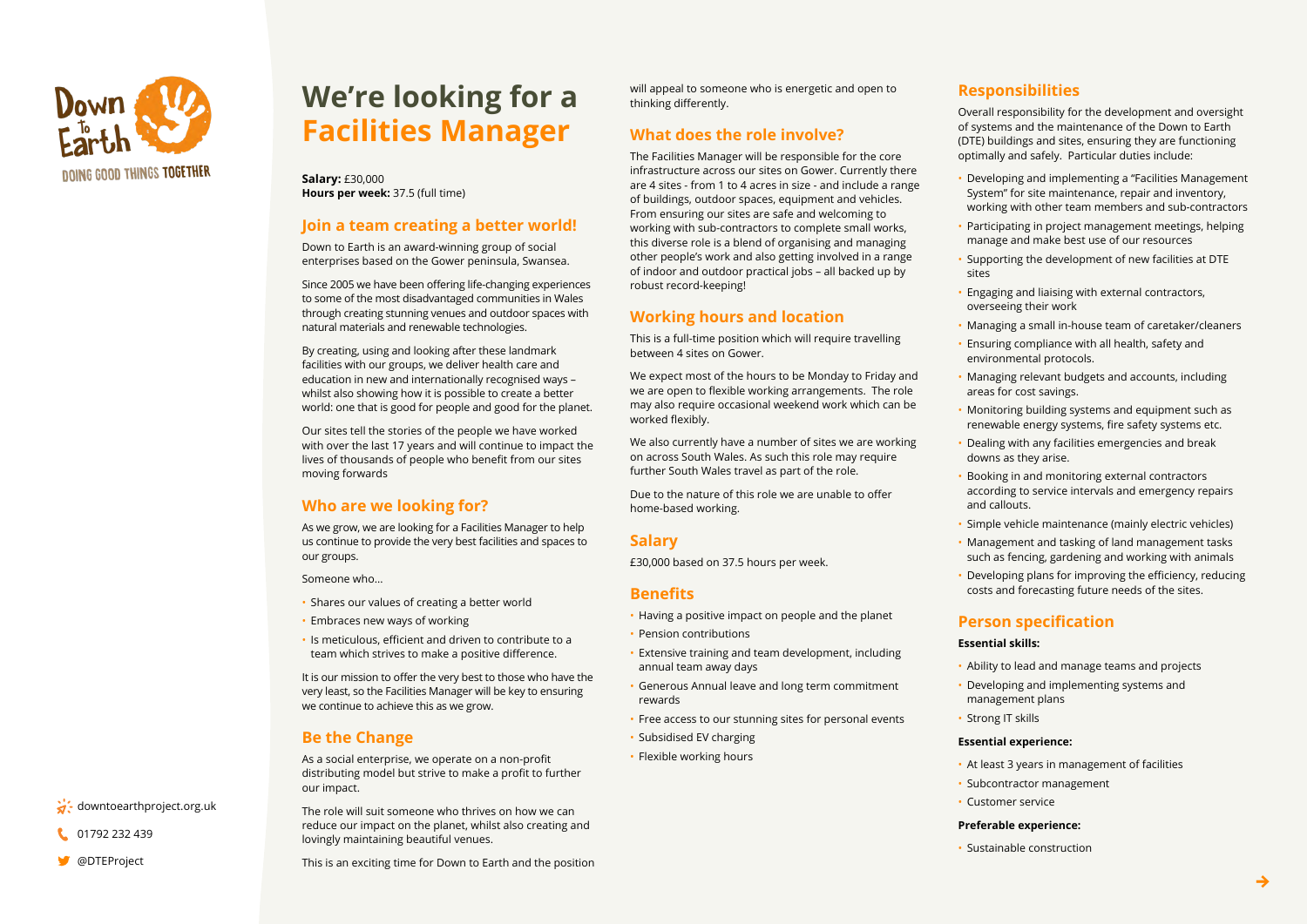Down to Earth
DOING GOOD THINGS TOGETHER

# We're looking for a Facilities Manager

**Salary:** £30,000
**Hours per week:** 37.5 (full time)

## Join a team creating a better world!

Down to Earth is an award-winning group of social enterprises based on the Gower peninsula, Swansea.

Since 2005 we have been offering life-changing experiences to some of the most disadvantaged communities in Wales through creating stunning venues and outdoor spaces with natural materials and renewable technologies.

By creating, using and looking after these landmark facilities with our groups, we deliver health care and education in new and internationally recognised ways – whilst also showing how it is possible to create a better world: one that is good for people and good for the planet.

Our sites tell the stories of the people we have worked with over the last 17 years and will continue to impact the lives of thousands of people who benefit from our sites moving forwards

## Who are we looking for?

As we grow, we are looking for a Facilities Manager to help us continue to provide the very best facilities and spaces to our groups.

Someone who...

- Shares our values of creating a better world
- Embraces new ways of working
- Is meticulous, efficient and driven to contribute to a team which strives to make a positive difference.

It is our mission to offer the very best to those who have the very least, so the Facilities Manager will be key to ensuring we continue to achieve this as we grow.

## Be the Change

As a social enterprise, we operate on a non-profit distributing model but strive to make a profit to further our impact.

The role will suit someone who thrives on how we can reduce our impact on the planet, whilst also creating and lovingly maintaining beautiful venues.

This is an exciting time for Down to Earth and the position will appeal to someone who is energetic and open to thinking differently.

## What does the role involve?

The Facilities Manager will be responsible for the core infrastructure across our sites on Gower. Currently there are 4 sites - from 1 to 4 acres in size - and include a range of buildings, outdoor spaces, equipment and vehicles. From ensuring our sites are safe and welcoming to working with sub-contractors to complete small works, this diverse role is a blend of organising and managing other people's work and also getting involved in a range of indoor and outdoor practical jobs – all backed up by robust record-keeping!

## Working hours and location

This is a full-time position which will require travelling between 4 sites on Gower.

We expect most of the hours to be Monday to Friday and we are open to flexible working arrangements. The role may also require occasional weekend work which can be worked flexibly.

We also currently have a number of sites we are working on across South Wales. As such this role may require further South Wales travel as part of the role.

Due to the nature of this role we are unable to offer home-based working.

## Salary

£30,000 based on 37.5 hours per week.

## Benefits

- Having a positive impact on people and the planet
- Pension contributions
- Extensive training and team development, including annual team away days
- Generous Annual leave and long term commitment rewards
- Free access to our stunning sites for personal events
- Subsidised EV charging
- Flexible working hours

## Responsibilities

Overall responsibility for the development and oversight of systems and the maintenance of the Down to Earth (DTE) buildings and sites, ensuring they are functioning optimally and safely. Particular duties include:

- Developing and implementing a "Facilities Management System" for site maintenance, repair and inventory, working with other team members and sub-contractors
- Participating in project management meetings, helping manage and make best use of our resources
- Supporting the development of new facilities at DTE sites
- Engaging and liaising with external contractors, overseeing their work
- Managing a small in-house team of caretaker/cleaners
- Ensuring compliance with all health, safety and environmental protocols.
- Managing relevant budgets and accounts, including areas for cost savings.
- Monitoring building systems and equipment such as renewable energy systems, fire safety systems etc.
- Dealing with any facilities emergencies and break downs as they arise.
- Booking in and monitoring external contractors according to service intervals and emergency repairs and callouts.
- Simple vehicle maintenance (mainly electric vehicles)
- Management and tasking of land management tasks such as fencing, gardening and working with animals
- Developing plans for improving the efficiency, reducing costs and forecasting future needs of the sites.

## Person specification

**Essential skills:**

- Ability to lead and manage teams and projects
- Developing and implementing systems and management plans
- Strong IT skills

**Essential experience:**

- At least 3 years in management of facilities
- Subcontractor management
- Customer service

**Preferable experience:**

- Sustainable construction

downtoearthproject.org.uk
01792 232 439
@DTEProject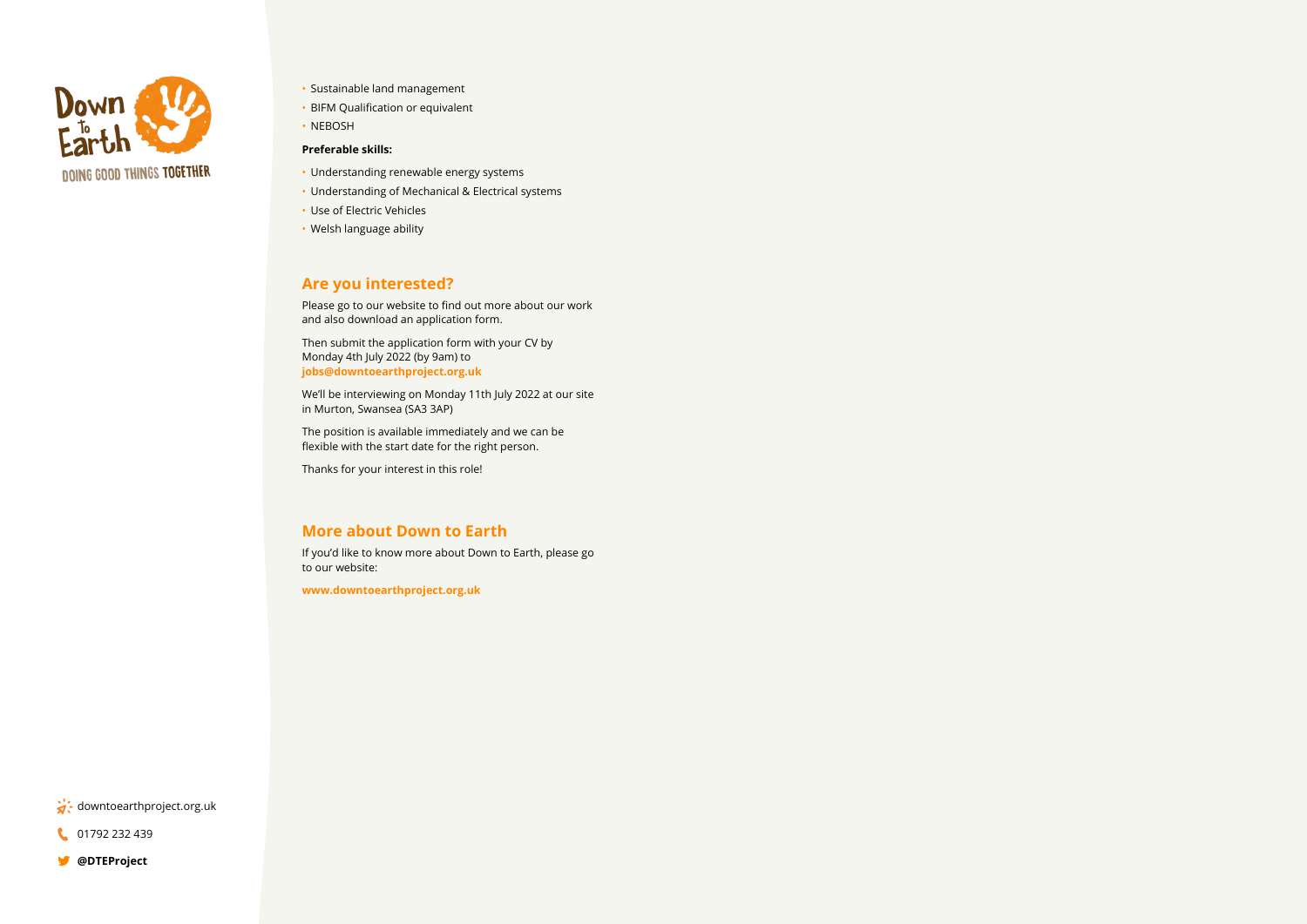- Sustainable land management
- BIFM Qualification or equivalent
- NEBOSH

**Preferable skills:**

- Understanding renewable energy systems
- Understanding of Mechanical & Electrical systems
- Use of Electric Vehicles
- Welsh language ability

## Are you interested?

Please go to our website to find out more about our work and also download an application form.

Then submit the application form with your CV by Monday 4th July 2022 (by 9am) to **jobs@downtoearthproject.org.uk**

We'll be interviewing on Monday 11th July 2022 at our site in Murton, Swansea (SA3 3AP)

The position is available immediately and we can be flexible with the start date for the right person.

Thanks for your interest in this role!

## More about Down to Earth

If you'd like to know more about Down to Earth, please go to our website:

**www.downtoearthproject.org.uk**

Down to Earth
DOING GOOD THINGS TOGETHER

downtoearthproject.org.uk

01792 232 439

**@DTEProject**